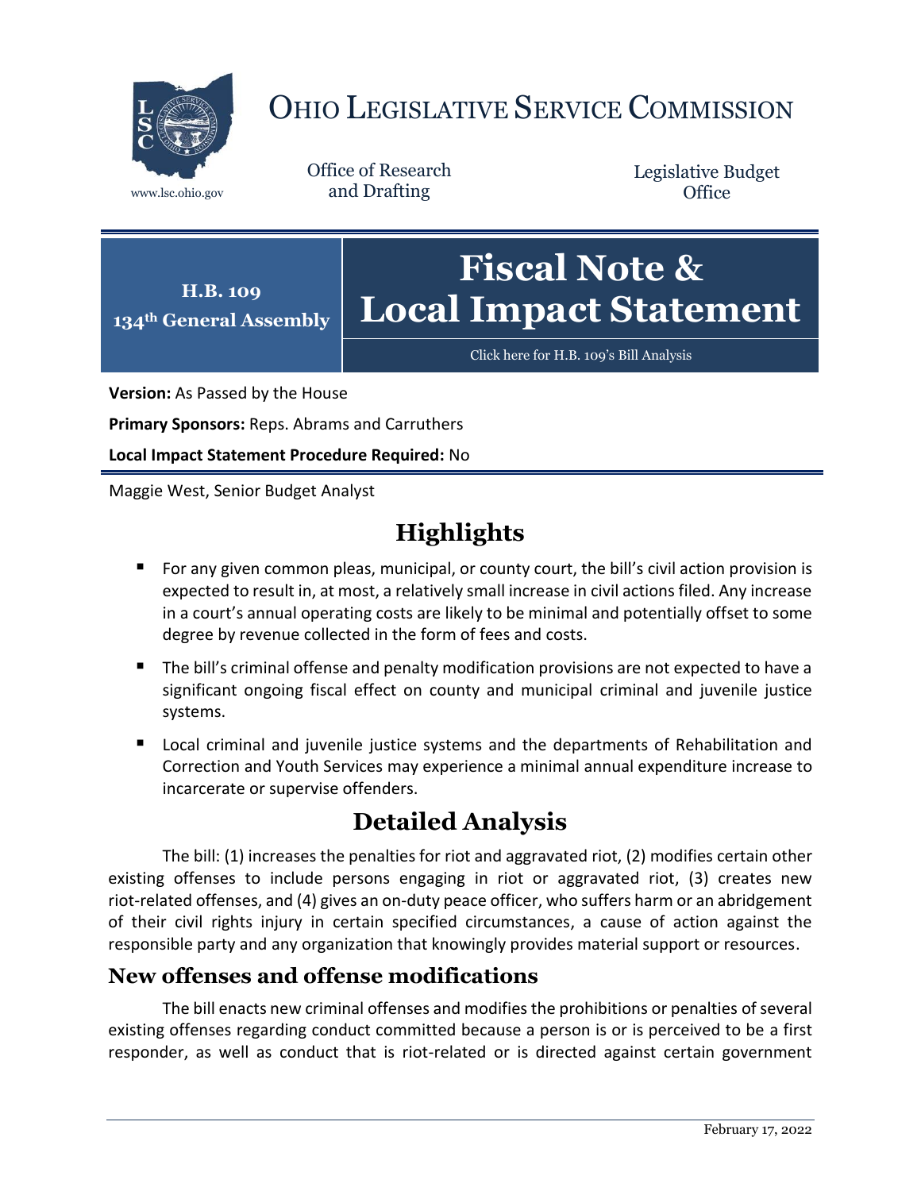# OHIO LEGISLATIVE SERVICE COMMISSION

www.lsc.ohio.gov

Office of Research and Drafting

Legislative Budget Office

**H.B. 109**
**134th General Assembly**

# Fiscal Note & Local Impact Statement

Click here for H.B. 109's Bill Analysis

**Version:** As Passed by the House

**Primary Sponsors:** Reps. Abrams and Carruthers

**Local Impact Statement Procedure Required:** No

Maggie West, Senior Budget Analyst

## Highlights

- For any given common pleas, municipal, or county court, the bill's civil action provision is expected to result in, at most, a relatively small increase in civil actions filed. Any increase in a court's annual operating costs are likely to be minimal and potentially offset to some degree by revenue collected in the form of fees and costs.
- The bill's criminal offense and penalty modification provisions are not expected to have a significant ongoing fiscal effect on county and municipal criminal and juvenile justice systems.
- Local criminal and juvenile justice systems and the departments of Rehabilitation and Correction and Youth Services may experience a minimal annual expenditure increase to incarcerate or supervise offenders.

## Detailed Analysis

The bill: (1) increases the penalties for riot and aggravated riot, (2) modifies certain other existing offenses to include persons engaging in riot or aggravated riot, (3) creates new riot-related offenses, and (4) gives an on-duty peace officer, who suffers harm or an abridgement of their civil rights injury in certain specified circumstances, a cause of action against the responsible party and any organization that knowingly provides material support or resources.

### New offenses and offense modifications

The bill enacts new criminal offenses and modifies the prohibitions or penalties of several existing offenses regarding conduct committed because a person is or is perceived to be a first responder, as well as conduct that is riot-related or is directed against certain government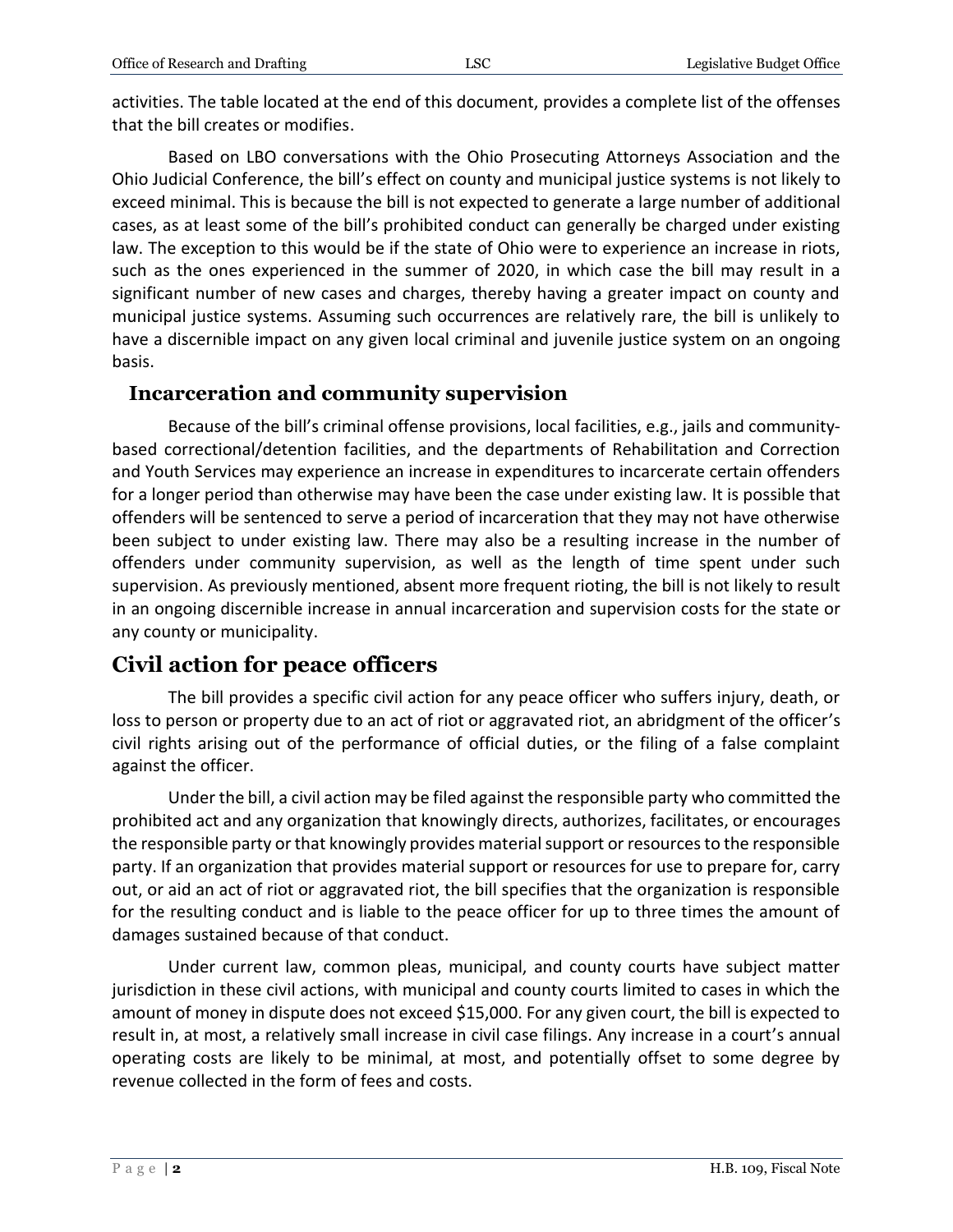activities. The table located at the end of this document, provides a complete list of the offenses that the bill creates or modifies.

Based on LBO conversations with the Ohio Prosecuting Attorneys Association and the Ohio Judicial Conference, the bill's effect on county and municipal justice systems is not likely to exceed minimal. This is because the bill is not expected to generate a large number of additional cases, as at least some of the bill's prohibited conduct can generally be charged under existing law. The exception to this would be if the state of Ohio were to experience an increase in riots, such as the ones experienced in the summer of 2020, in which case the bill may result in a significant number of new cases and charges, thereby having a greater impact on county and municipal justice systems. Assuming such occurrences are relatively rare, the bill is unlikely to have a discernible impact on any given local criminal and juvenile justice system on an ongoing basis.

### Incarceration and community supervision

Because of the bill's criminal offense provisions, local facilities, e.g., jails and community-based correctional/detention facilities, and the departments of Rehabilitation and Correction and Youth Services may experience an increase in expenditures to incarcerate certain offenders for a longer period than otherwise may have been the case under existing law. It is possible that offenders will be sentenced to serve a period of incarceration that they may not have otherwise been subject to under existing law. There may also be a resulting increase in the number of offenders under community supervision, as well as the length of time spent under such supervision. As previously mentioned, absent more frequent rioting, the bill is not likely to result in an ongoing discernible increase in annual incarceration and supervision costs for the state or any county or municipality.

## Civil action for peace officers

The bill provides a specific civil action for any peace officer who suffers injury, death, or loss to person or property due to an act of riot or aggravated riot, an abridgment of the officer's civil rights arising out of the performance of official duties, or the filing of a false complaint against the officer.

Under the bill, a civil action may be filed against the responsible party who committed the prohibited act and any organization that knowingly directs, authorizes, facilitates, or encourages the responsible party or that knowingly provides material support or resources to the responsible party. If an organization that provides material support or resources for use to prepare for, carry out, or aid an act of riot or aggravated riot, the bill specifies that the organization is responsible for the resulting conduct and is liable to the peace officer for up to three times the amount of damages sustained because of that conduct.

Under current law, common pleas, municipal, and county courts have subject matter jurisdiction in these civil actions, with municipal and county courts limited to cases in which the amount of money in dispute does not exceed $15,000. For any given court, the bill is expected to result in, at most, a relatively small increase in civil case filings. Any increase in a court's annual operating costs are likely to be minimal, at most, and potentially offset to some degree by revenue collected in the form of fees and costs.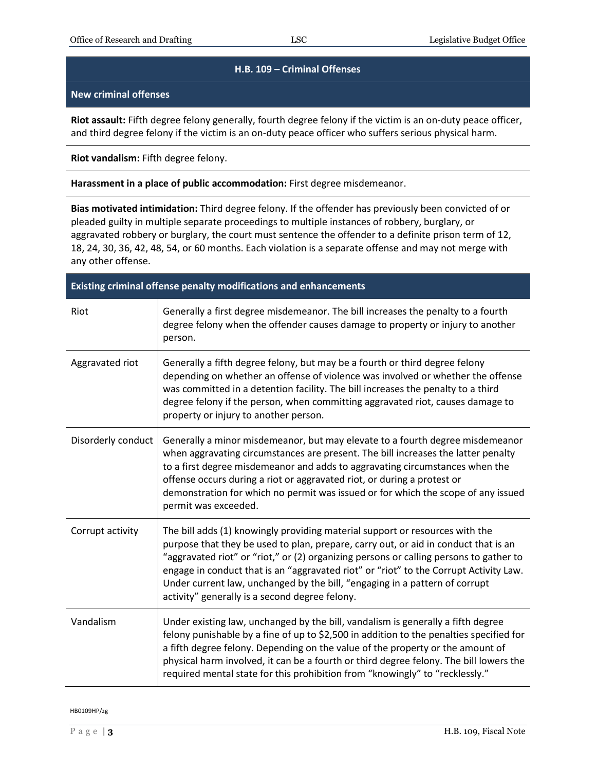## H.B. 109 – Criminal Offenses

### New criminal offenses

**Riot assault:** Fifth degree felony generally, fourth degree felony if the victim is an on-duty peace officer, and third degree felony if the victim is an on-duty peace officer who suffers serious physical harm.

**Riot vandalism:** Fifth degree felony.

**Harassment in a place of public accommodation:** First degree misdemeanor.

**Bias motivated intimidation:** Third degree felony. If the offender has previously been convicted of or pleaded guilty in multiple separate proceedings to multiple instances of robbery, burglary, or aggravated robbery or burglary, the court must sentence the offender to a definite prison term of 12, 18, 24, 30, 36, 42, 48, 54, or 60 months. Each violation is a separate offense and may not merge with any other offense.

### Existing criminal offense penalty modifications and enhancements

| | |
|---|---|
| Riot | Generally a first degree misdemeanor. The bill increases the penalty to a fourth degree felony when the offender causes damage to property or injury to another person. |
| Aggravated riot | Generally a fifth degree felony, but may be a fourth or third degree felony depending on whether an offense of violence was involved or whether the offense was committed in a detention facility. The bill increases the penalty to a third degree felony if the person, when committing aggravated riot, causes damage to property or injury to another person. |
| Disorderly conduct | Generally a minor misdemeanor, but may elevate to a fourth degree misdemeanor when aggravating circumstances are present. The bill increases the latter penalty to a first degree misdemeanor and adds to aggravating circumstances when the offense occurs during a riot or aggravated riot, or during a protest or demonstration for which no permit was issued or for which the scope of any issued permit was exceeded. |
| Corrupt activity | The bill adds (1) knowingly providing material support or resources with the purpose that they be used to plan, prepare, carry out, or aid in conduct that is an "aggravated riot" or "riot," or (2) organizing persons or calling persons to gather to engage in conduct that is an "aggravated riot" or "riot" to the Corrupt Activity Law. Under current law, unchanged by the bill, "engaging in a pattern of corrupt activity" generally is a second degree felony. |
| Vandalism | Under existing law, unchanged by the bill, vandalism is generally a fifth degree felony punishable by a fine of up to $2,500 in addition to the penalties specified for a fifth degree felony. Depending on the value of the property or the amount of physical harm involved, it can be a fourth or third degree felony. The bill lowers the required mental state for this prohibition from "knowingly" to "recklessly." |

HB0109HP/zg